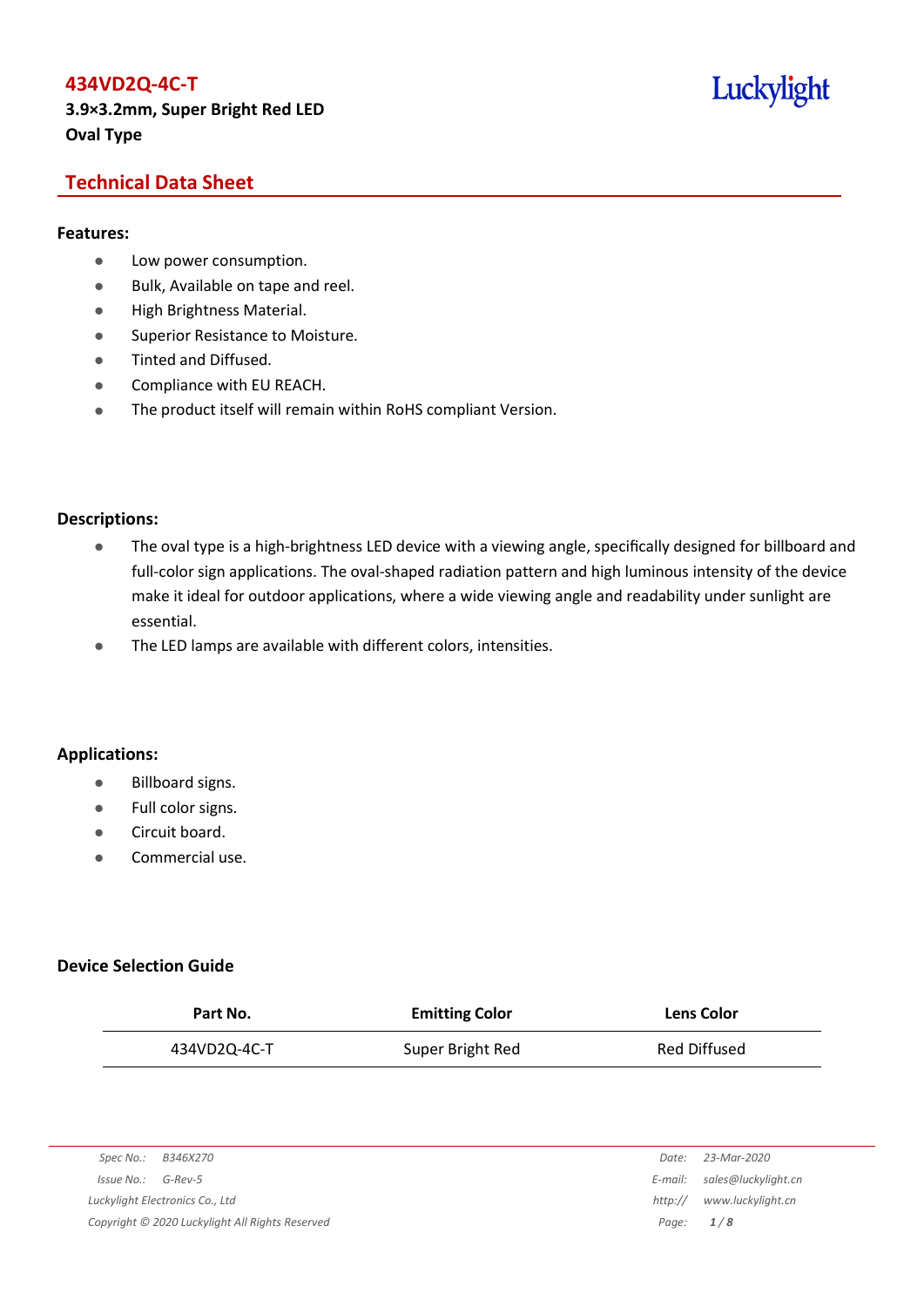# 434VD2Q-4C-T

**3.9×3.2mm, Super Bright Red LED**
**Oval Type**

Luckylight

## Technical Data Sheet

### Features:

- Low power consumption.
- Bulk, Available on tape and reel.
- High Brightness Material.
- Superior Resistance to Moisture.
- Tinted and Diffused.
- Compliance with EU REACH.
- The product itself will remain within RoHS compliant Version.

### Descriptions:

- The oval type is a high-brightness LED device with a viewing angle, specifically designed for billboard and full-color sign applications. The oval-shaped radiation pattern and high luminous intensity of the device make it ideal for outdoor applications, where a wide viewing angle and readability under sunlight are essential.
- The LED lamps are available with different colors, intensities.

### Applications:

- Billboard signs.
- Full color signs.
- Circuit board.
- Commercial use.

### Device Selection Guide

| Part No. | Emitting Color | Lens Color |
|---|---|---|
| 434VD2Q-4C-T | Super Bright Red | Red Diffused |

*Spec No.: B346X270*
*Issue No.: G-Rev-5*
*Luckylight Electronics Co., Ltd*
*Copyright © 2020 Luckylight All Rights Reserved*

*Date: 23-Mar-2020*
*E-mail: sales@luckylight.cn*
*http:// www.luckylight.cn*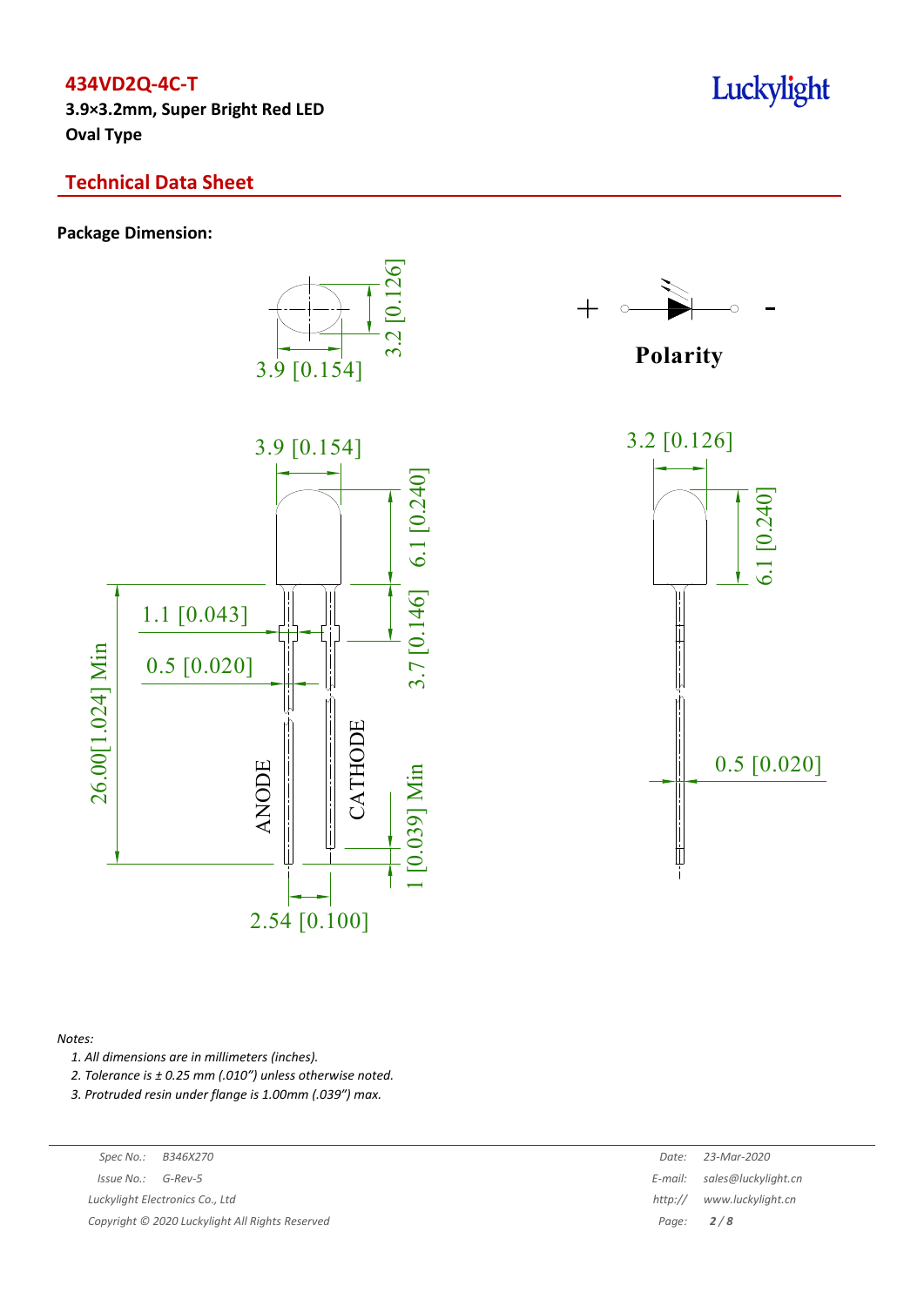# 434VD2Q-4C-T

**3.9×3.2mm, Super Bright Red LED**
**Oval Type**

## Technical Data Sheet

**Package Dimension:**

3.9 [0.154]

3.2 [0.126]

Polarity

\+ -

3.9 [0.154]

6.1 [0.240]

3.7 [0.146]

1.1 [0.043]

0.5 [0.020]

26.00[1.024] Min

ANODE

CATHODE

1 [0.039] Min

2.54 [0.100]

3.2 [0.126]

6.1 [0.240]

0.5 [0.020]

*Notes:*

1. *All dimensions are in millimeters (inches).*
2. *Tolerance is ± 0.25 mm (.010") unless otherwise noted.*
3. *Protruded resin under flange is 1.00mm (.039") max.*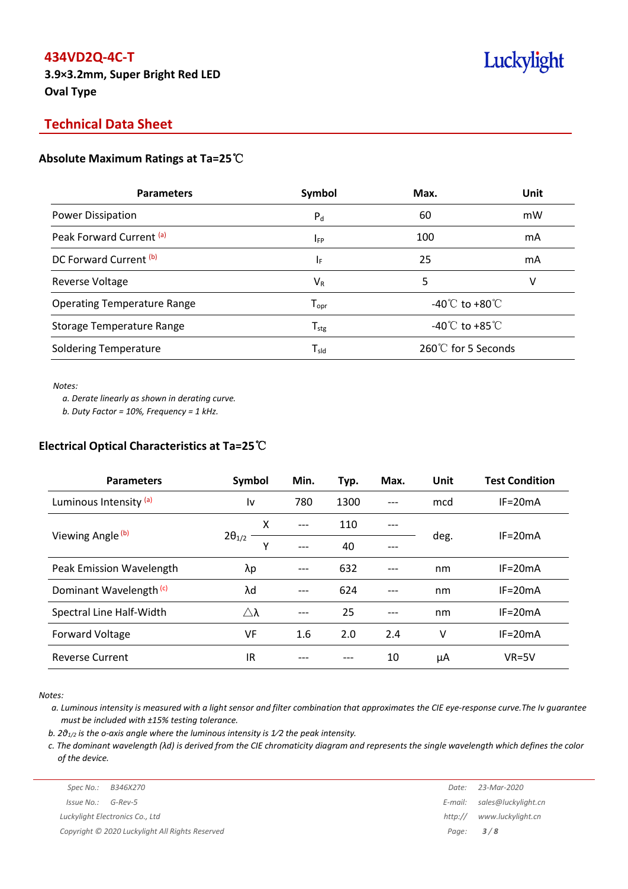# 434VD2Q-4C-T

**3.9×3.2mm, Super Bright Red LED**
**Oval Type**

## Technical Data Sheet

### Absolute Maximum Ratings at Ta=25℃

| Parameters | Symbol | Max. | Unit |
|---|---|---|---|
| Power Dissipation | $P_d$ | 60 | mW |
| Peak Forward Current [a] | $I_{FP}$ | 100 | mA |
| DC Forward Current [b] | $I_F$ | 25 | mA |
| Reverse Voltage | $V_R$ | 5 | V |
| Operating Temperature Range | $T_{opr}$ | -40℃ to +80℃ | |
| Storage Temperature Range | $T_{stg}$ | -40℃ to +85℃ | |
| Soldering Temperature | $T_{sld}$ | 260℃ for 5 Seconds | |

*Notes:*
*a. Derate linearly as shown in derating curve.*
*b. Duty Factor = 10%, Frequency = 1 kHz.*

### Electrical Optical Characteristics at Ta=25℃

| Parameters | Symbol | | Min. | Typ. | Max. | Unit | Test Condition |
|---|---|---|---|---|---|---|---|
| Luminous Intensity [a] | Iv | | 780 | 1300 | --- | mcd | IF=20mA |
| Viewing Angle [b] | $2\theta_{1/2}$ | X | --- | 110 | --- | deg. | IF=20mA |
| | | Y | --- | 40 | --- | | |
| Peak Emission Wavelength | λp | | --- | 632 | --- | nm | IF=20mA |
| Dominant Wavelength [c] | λd | | --- | 624 | --- | nm | IF=20mA |
| Spectral Line Half-Width | △λ | | --- | 25 | --- | nm | IF=20mA |
| Forward Voltage | VF | | 1.6 | 2.0 | 2.4 | V | IF=20mA |
| Reverse Current | IR | | --- | --- | 10 | μA | VR=5V |

*Notes:*
*a. Luminous intensity is measured with a light sensor and filter combination that approximates the CIE eye-response curve.The Iv guarantee must be included with ±15% testing tolerance.*
*b. $2\theta_{1/2}$ is the o-axis angle where the luminous intensity is 1⁄2 the peak intensity.*
*c. The dominant wavelength (λd) is derived from the CIE chromaticity diagram and represents the single wavelength which defines the color of the device.*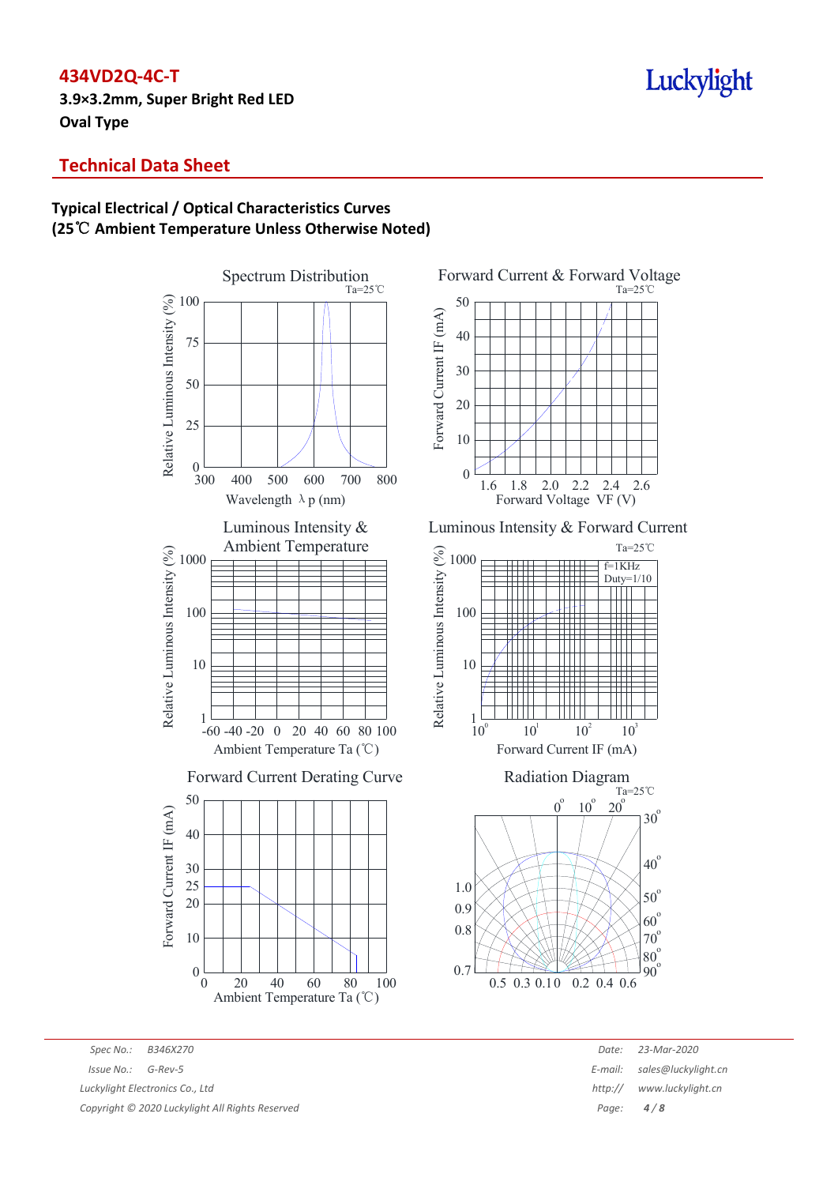**434VD2Q-4C-T**

**3.9×3.2mm, Super Bright Red LED**

**Oval Type**

## Technical Data Sheet

### Typical Electrical / Optical Characteristics Curves
### (25℃ Ambient Temperature Unless Otherwise Noted)

Spectrum Distribution
Ta=25℃
Relative Luminous Intensity (%)
Wavelength λp (nm)

Forward Current & Forward Voltage
Ta=25℃
Forward Current IF (mA)
Forward Voltage VF (V)

Luminous Intensity & Ambient Temperature
Relative Luminous Intensity (%)
Ambient Temperature Ta (℃)

Luminous Intensity & Forward Current
Ta=25℃
f=1KHz
Duty=1/10
Relative Luminous Intensity (%)
Forward Current IF (mA)

Forward Current Derating Curve
Forward Current IF (mA)
Ambient Temperature Ta (℃)

Radiation Diagram
Ta=25℃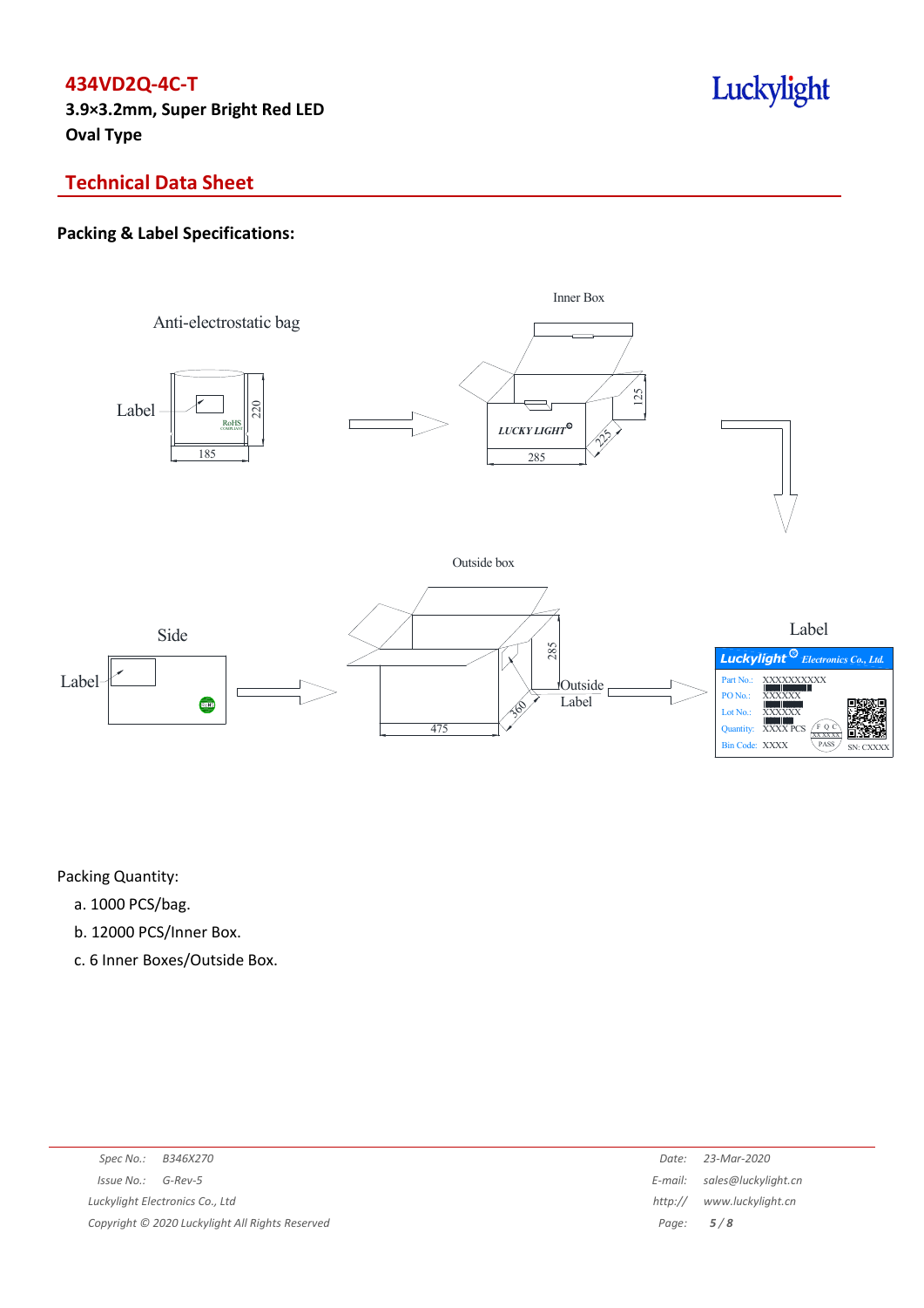# 434VD2Q-4C-T

**3.9×3.2mm, Super Bright Red LED**
**Oval Type**

## Technical Data Sheet

**Packing & Label Specifications:**

Anti-electrostatic bag

Label

RoHS

220

185

Inner Box

LUCKY LIGHT

125

225

285

Outside box

Side

Label

285

360

475

Outside Label

Label

Luckylight Electronics Co., Ltd.

Part No.: XXXXXXXXXX
PO No.: XXXXXX
Lot No.: XXXXXX
Quantity: XXXX PCS
Bin Code: XXXX

FQC XXXXXX PASS

SN: CXXXX

Packing Quantity:

a. 1000 PCS/bag.

b. 12000 PCS/Inner Box.

c. 6 Inner Boxes/Outside Box.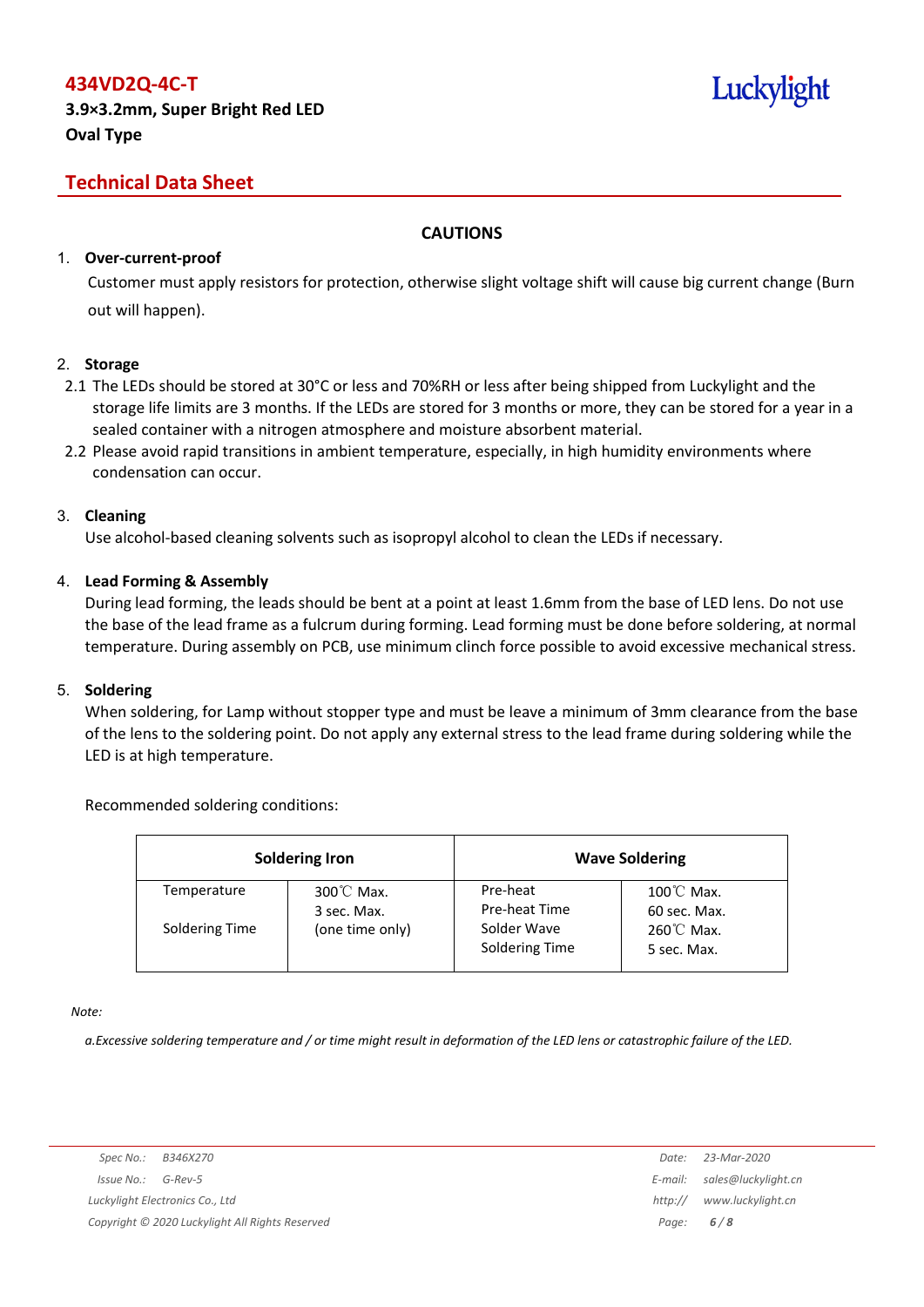## CAUTIONS

1. **Over-current-proof**

   Customer must apply resistors for protection, otherwise slight voltage shift will cause big current change (Burn out will happen).

2. **Storage**

   2.1 The LEDs should be stored at 30°C or less and 70%RH or less after being shipped from Luckylight and the storage life limits are 3 months. If the LEDs are stored for 3 months or more, they can be stored for a year in a sealed container with a nitrogen atmosphere and moisture absorbent material.

   2.2 Please avoid rapid transitions in ambient temperature, especially, in high humidity environments where condensation can occur.

3. **Cleaning**

   Use alcohol-based cleaning solvents such as isopropyl alcohol to clean the LEDs if necessary.

4. **Lead Forming & Assembly**

   During lead forming, the leads should be bent at a point at least 1.6mm from the base of LED lens. Do not use the base of the lead frame as a fulcrum during forming. Lead forming must be done before soldering, at normal temperature. During assembly on PCB, use minimum clinch force possible to avoid excessive mechanical stress.

5. **Soldering**

   When soldering, for Lamp without stopper type and must be leave a minimum of 3mm clearance from the base of the lens to the soldering point. Do not apply any external stress to the lead frame during soldering while the LED is at high temperature.

   Recommended soldering conditions:

| Soldering Iron | | Wave Soldering | |
|---|---|---|---|
| Temperature<br>Soldering Time | 300℃ Max.<br>3 sec. Max.<br>(one time only) | Pre-heat<br>Pre-heat Time<br>Solder Wave<br>Soldering Time | 100℃ Max.<br>60 sec. Max.<br>260℃ Max.<br>5 sec. Max. |

*Note:*

*a.Excessive soldering temperature and / or time might result in deformation of the LED lens or catastrophic failure of the LED.*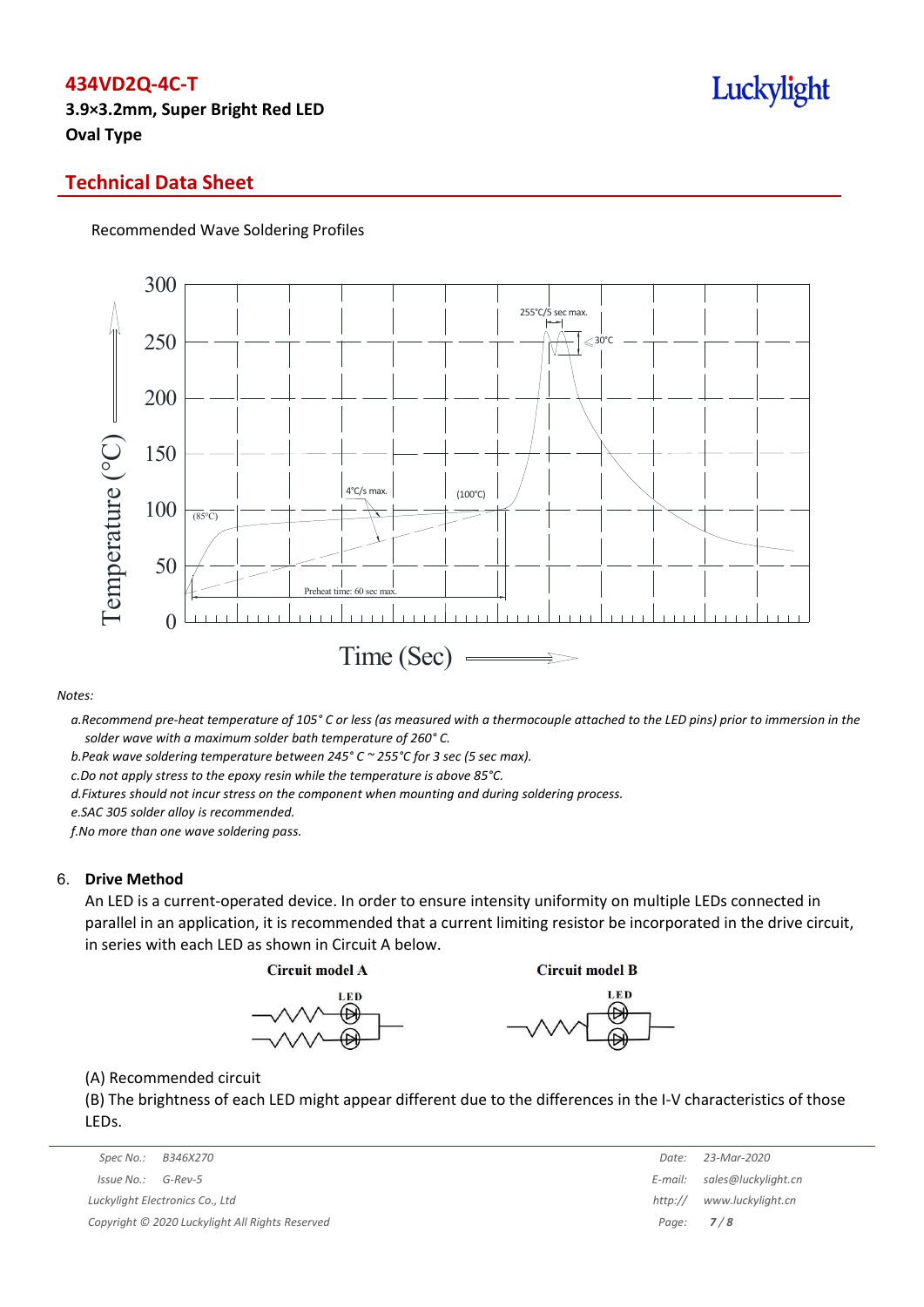Recommended Wave Soldering Profiles

*Notes:*

*a.Recommend pre-heat temperature of 105° C or less (as measured with a thermocouple attached to the LED pins) prior to immersion in the solder wave with a maximum solder bath temperature of 260° C.*

*b.Peak wave soldering temperature between 245° C ~ 255°C for 3 sec (5 sec max).*

*c.Do not apply stress to the epoxy resin while the temperature is above 85°C.*

*d.Fixtures should not incur stress on the component when mounting and during soldering process.*

*e.SAC 305 solder alloy is recommended.*

*f.No more than one wave soldering pass.*

## 6. Drive Method

An LED is a current-operated device. In order to ensure intensity uniformity on multiple LEDs connected in parallel in an application, it is recommended that a current limiting resistor be incorporated in the drive circuit, in series with each LED as shown in Circuit A below.

(A) Recommended circuit

(B) The brightness of each LED might appear different due to the differences in the I-V characteristics of those LEDs.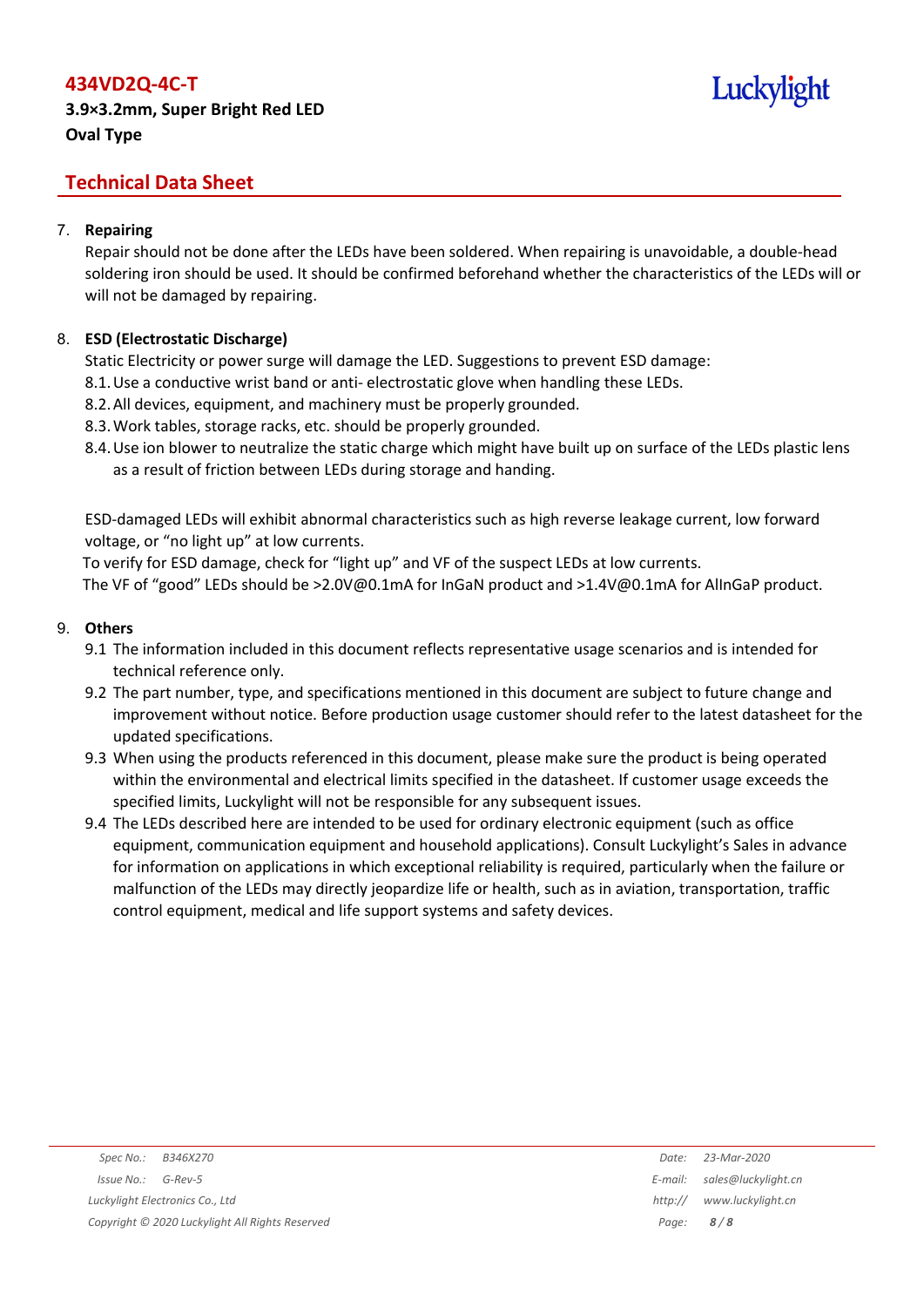7. **Repairing**

   Repair should not be done after the LEDs have been soldered. When repairing is unavoidable, a double-head soldering iron should be used. It should be confirmed beforehand whether the characteristics of the LEDs will or will not be damaged by repairing.

8. **ESD (Electrostatic Discharge)**

   Static Electricity or power surge will damage the LED. Suggestions to prevent ESD damage:

   8.1. Use a conductive wrist band or anti- electrostatic glove when handling these LEDs.

   8.2. All devices, equipment, and machinery must be properly grounded.

   8.3. Work tables, storage racks, etc. should be properly grounded.

   8.4. Use ion blower to neutralize the static charge which might have built up on surface of the LEDs plastic lens as a result of friction between LEDs during storage and handing.

   ESD-damaged LEDs will exhibit abnormal characteristics such as high reverse leakage current, low forward voltage, or "no light up" at low currents.

   To verify for ESD damage, check for "light up" and VF of the suspect LEDs at low currents.

   The VF of "good" LEDs should be >2.0V@0.1mA for InGaN product and >1.4V@0.1mA for AlInGaP product.

9. **Others**

   9.1 The information included in this document reflects representative usage scenarios and is intended for technical reference only.

   9.2 The part number, type, and specifications mentioned in this document are subject to future change and improvement without notice. Before production usage customer should refer to the latest datasheet for the updated specifications.

   9.3 When using the products referenced in this document, please make sure the product is being operated within the environmental and electrical limits specified in the datasheet. If customer usage exceeds the specified limits, Luckylight will not be responsible for any subsequent issues.

   9.4 The LEDs described here are intended to be used for ordinary electronic equipment (such as office equipment, communication equipment and household applications). Consult Luckylight's Sales in advance for information on applications in which exceptional reliability is required, particularly when the failure or malfunction of the LEDs may directly jeopardize life or health, such as in aviation, transportation, traffic control equipment, medical and life support systems and safety devices.